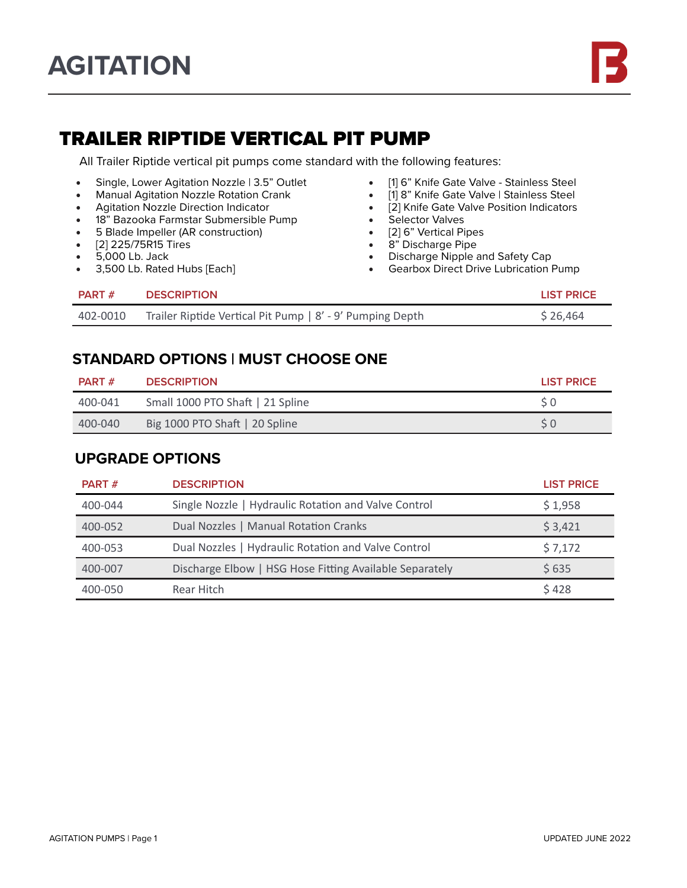# AGITATION

## TRAILER RIPTIDE VERTICAL PIT PUMP

All Trailer Riptide vertical pit pumps come standard with the following features:

- Single, Lower Agitation Nozzle | 3.5" Outlet
- Manual Agitation Nozzle Rotation Crank
- Agitation Nozzle Direction Indicator
- 18" Bazooka Farmstar Submersible Pump
- 5 Blade Impeller (AR construction)
- [2] 225/75R15 Tires
- 5,000 Lb. Jack
- 3,500 Lb. Rated Hubs [Each]
- [1] 6" Knife Gate Valve - Stainless Steel
- [1] 8" Knife Gate Valve | Stainless Steel
- [2] Knife Gate Valve Position Indicators
- Selector Valves
- [2] 6" Vertical Pipes
- 8" Discharge Pipe
- Discharge Nipple and Safety Cap
- Gearbox Direct Drive Lubrication Pump

| PART # | DESCRIPTION | LIST PRICE |
| --- | --- | --- |
| 402-0010 | Trailer Riptide Vertical Pit Pump \| 8' - 9' Pumping Depth | $ 26,464 |

### STANDARD OPTIONS | MUST CHOOSE ONE

| PART # | DESCRIPTION | LIST PRICE |
| --- | --- | --- |
| 400-041 | Small 1000 PTO Shaft \| 21 Spline | $ 0 |
| 400-040 | Big 1000 PTO Shaft \| 20 Spline | $ 0 |

### UPGRADE OPTIONS

| PART # | DESCRIPTION | LIST PRICE |
| --- | --- | --- |
| 400-044 | Single Nozzle \| Hydraulic Rotation and Valve Control | $ 1,958 |
| 400-052 | Dual Nozzles \| Manual Rotation Cranks | $ 3,421 |
| 400-053 | Dual Nozzles \| Hydraulic Rotation and Valve Control | $ 7,172 |
| 400-007 | Discharge Elbow \| HSG Hose Fitting Available Separately | $ 635 |
| 400-050 | Rear Hitch | $ 428 |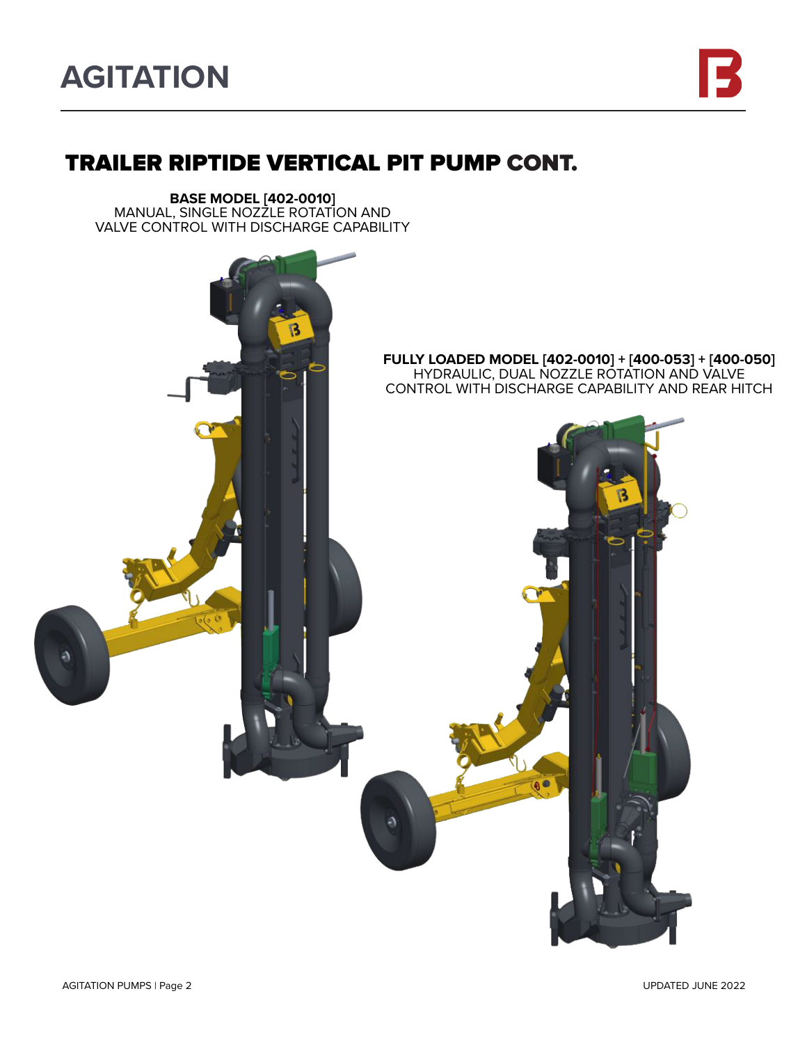# AGITATION

## TRAILER RIPTIDE VERTICAL PIT PUMP CONT.

**BASE MODEL [402-0010]**
MANUAL, SINGLE NOZZLE ROTATION AND VALVE CONTROL WITH DISCHARGE CAPABILITY

**FULLY LOADED MODEL [402-0010] + [400-053] + [400-050]**
HYDRAULIC, DUAL NOZZLE ROTATION AND VALVE CONTROL WITH DISCHARGE CAPABILITY AND REAR HITCH